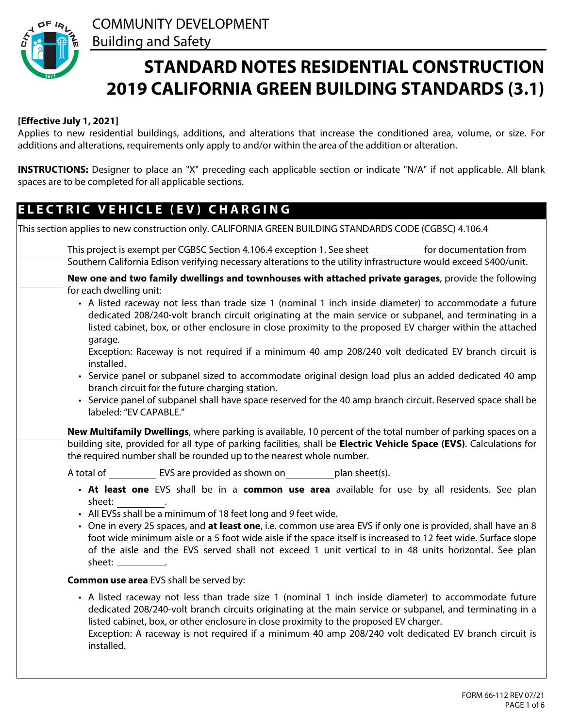COMMUNITY DEVELOPMENT
Building and Safety

# STANDARD NOTES RESIDENTIAL CONSTRUCTION 2019 CALIFORNIA GREEN BUILDING STANDARDS (3.1)

**[Effective July 1, 2021]**
Applies to new residential buildings, additions, and alterations that increase the conditioned area, volume, or size. For additions and alterations, requirements only apply to and/or within the area of the addition or alteration.

**INSTRUCTIONS:** Designer to place an "X" preceding each applicable section or indicate "N/A" if not applicable. All blank spaces are to be completed for all applicable sections.

## ELECTRIC VEHICLE (EV) CHARGING

This section applies to new construction only. CALIFORNIA GREEN BUILDING STANDARDS CODE (CGBSC) 4.106.4

\_\_\_\_\_\_\_\_ This project is exempt per CGBSC Section 4.106.4 exception 1. See sheet \_\_\_\_\_\_\_\_ for documentation from Southern California Edison verifying necessary alterations to the utility infrastructure would exceed $400/unit.

\_\_\_\_\_\_\_\_ **New one and two family dwellings and townhouses with attached private garages**, provide the following for each dwelling unit:

- A listed raceway not less than trade size 1 (nominal 1 inch inside diameter) to accommodate a future dedicated 208/240-volt branch circuit originating at the main service or subpanel, and terminating in a listed cabinet, box, or other enclosure in close proximity to the proposed EV charger within the attached garage.
  Exception: Raceway is not required if a minimum 40 amp 208/240 volt dedicated EV branch circuit is installed.
- Service panel or subpanel sized to accommodate original design load plus an added dedicated 40 amp branch circuit for the future charging station.
- Service panel of subpanel shall have space reserved for the 40 amp branch circuit. Reserved space shall be labeled: "EV CAPABLE."

\_\_\_\_\_\_\_\_ **New Multifamily Dwellings**, where parking is available, 10 percent of the total number of parking spaces on a building site, provided for all type of parking facilities, shall be **Electric Vehicle Space (EVS)**. Calculations for the required number shall be rounded up to the nearest whole number.

A total of \_\_\_\_\_\_\_\_ EVS are provided as shown on \_\_\_\_\_\_\_\_ plan sheet(s).

- **At least one** EVS shall be in a **common use area** available for use by all residents. See plan sheet: \_\_\_\_\_\_\_\_.
- All EVSs shall be a minimum of 18 feet long and 9 feet wide.
- One in every 25 spaces, and **at least one**, i.e. common use area EVS if only one is provided, shall have an 8 foot wide minimum aisle or a 5 foot wide aisle if the space itself is increased to 12 feet wide. Surface slope of the aisle and the EVS served shall not exceed 1 unit vertical to in 48 units horizontal. See plan sheet: \_\_\_\_\_\_\_\_.

**Common use area** EVS shall be served by:

- A listed raceway not less than trade size 1 (nominal 1 inch inside diameter) to accommodate future dedicated 208/240-volt branch circuits originating at the main service or subpanel, and terminating in a listed cabinet, box, or other enclosure in close proximity to the proposed EV charger.
  Exception: A raceway is not required if a minimum 40 amp 208/240 volt dedicated EV branch circuit is installed.

FORM 66-112 REV 07/21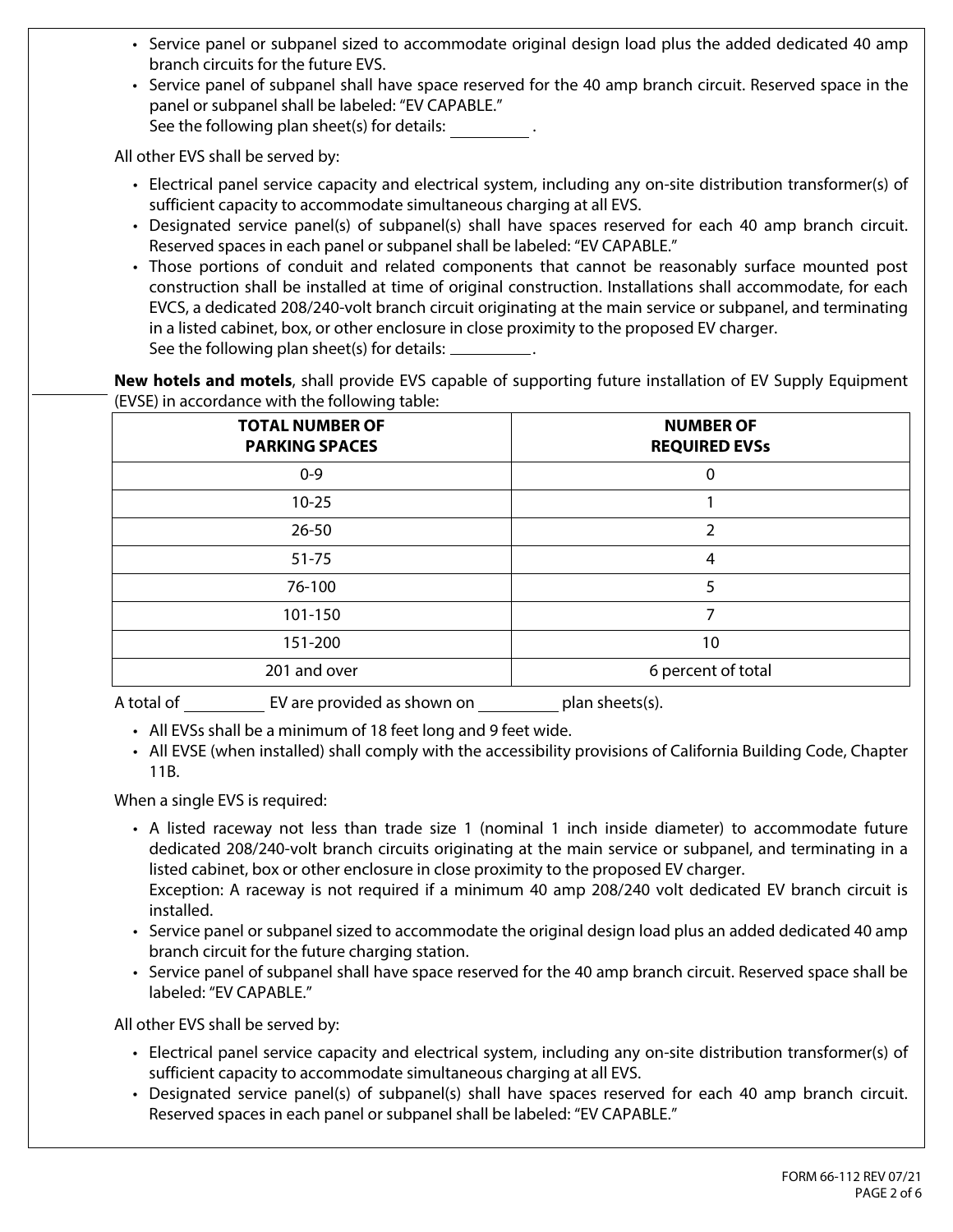- Service panel or subpanel sized to accommodate original design load plus the added dedicated 40 amp branch circuits for the future EVS.
- Service panel of subpanel shall have space reserved for the 40 amp branch circuit. Reserved space in the panel or subpanel shall be labeled: "EV CAPABLE."
  See the following plan sheet(s) for details: ________ .

All other EVS shall be served by:

- Electrical panel service capacity and electrical system, including any on-site distribution transformer(s) of sufficient capacity to accommodate simultaneous charging at all EVS.
- Designated service panel(s) of subpanel(s) shall have spaces reserved for each 40 amp branch circuit. Reserved spaces in each panel or subpanel shall be labeled: "EV CAPABLE."
- Those portions of conduit and related components that cannot be reasonably surface mounted post construction shall be installed at time of original construction. Installations shall accommodate, for each EVCS, a dedicated 208/240-volt branch circuit originating at the main service or subpanel, and terminating in a listed cabinet, box, or other enclosure in close proximity to the proposed EV charger.
  See the following plan sheet(s) for details: ________.

________ **New hotels and motels**, shall provide EVS capable of supporting future installation of EV Supply Equipment (EVSE) in accordance with the following table:

| TOTAL NUMBER OF PARKING SPACES | NUMBER OF REQUIRED EVSs |
|---|---|
| 0-9 | 0 |
| 10-25 | 1 |
| 26-50 | 2 |
| 51-75 | 4 |
| 76-100 | 5 |
| 101-150 | 7 |
| 151-200 | 10 |
| 201 and over | 6 percent of total |

A total of ________ EV are provided as shown on ________ plan sheets(s).

- All EVSs shall be a minimum of 18 feet long and 9 feet wide.
- All EVSE (when installed) shall comply with the accessibility provisions of California Building Code, Chapter 11B.

When a single EVS is required:

- A listed raceway not less than trade size 1 (nominal 1 inch inside diameter) to accommodate future dedicated 208/240-volt branch circuits originating at the main service or subpanel, and terminating in a listed cabinet, box or other enclosure in close proximity to the proposed EV charger.
  Exception: A raceway is not required if a minimum 40 amp 208/240 volt dedicated EV branch circuit is installed.
- Service panel or subpanel sized to accommodate the original design load plus an added dedicated 40 amp branch circuit for the future charging station.
- Service panel of subpanel shall have space reserved for the 40 amp branch circuit. Reserved space shall be labeled: "EV CAPABLE."

All other EVS shall be served by:

- Electrical panel service capacity and electrical system, including any on-site distribution transformer(s) of sufficient capacity to accommodate simultaneous charging at all EVS.
- Designated service panel(s) of subpanel(s) shall have spaces reserved for each 40 amp branch circuit. Reserved spaces in each panel or subpanel shall be labeled: "EV CAPABLE."

FORM 66-112 REV 07/21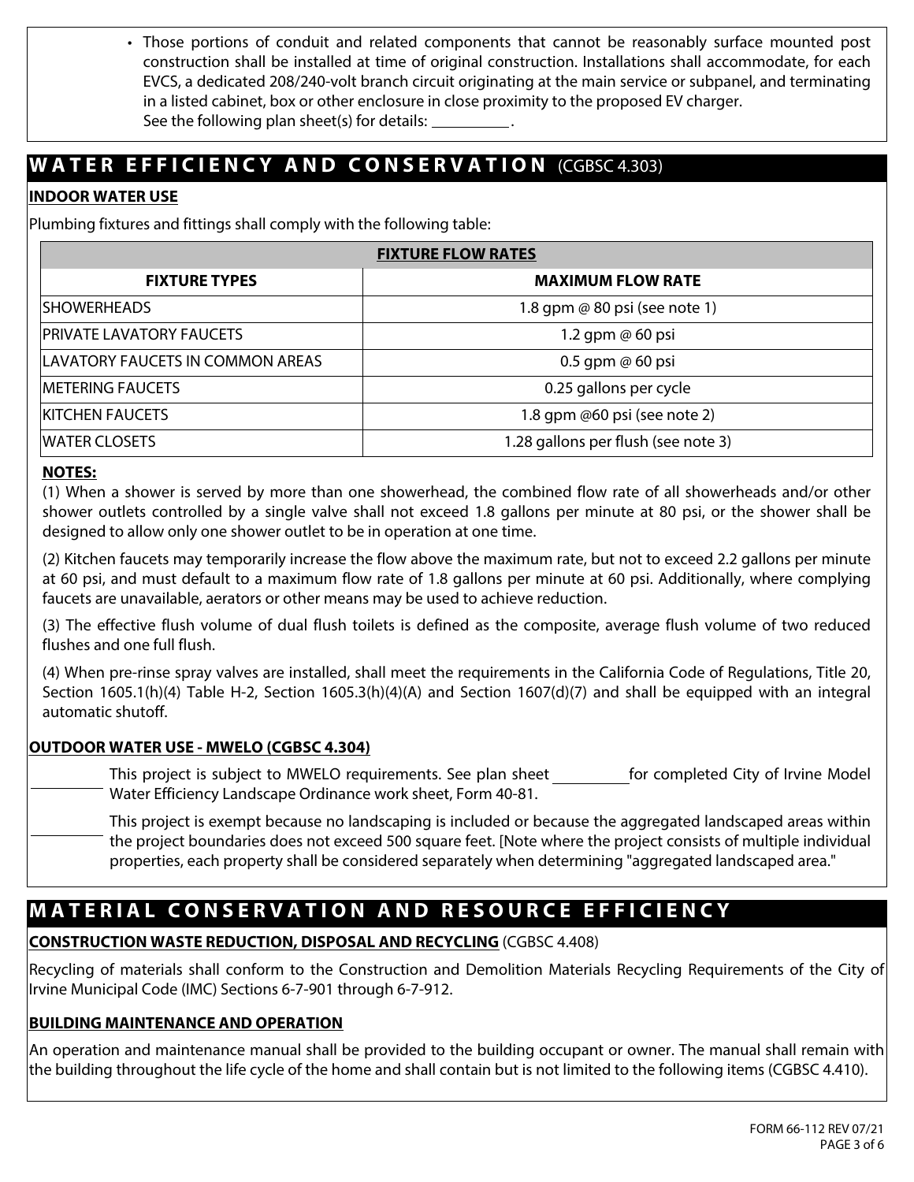- Those portions of conduit and related components that cannot be reasonably surface mounted post construction shall be installed at time of original construction. Installations shall accommodate, for each EVCS, a dedicated 208/240-volt branch circuit originating at the main service or subpanel, and terminating in a listed cabinet, box or other enclosure in close proximity to the proposed EV charger.
  See the following plan sheet(s) for details: __________.

## WATER EFFICIENCY AND CONSERVATION (CGBSC 4.303)

**INDOOR WATER USE**

Plumbing fixtures and fittings shall comply with the following table:

| FIXTURE FLOW RATES | |
|---|---|
| **FIXTURE TYPES** | **MAXIMUM FLOW RATE** |
| SHOWERHEADS | 1.8 gpm @ 80 psi (see note 1) |
| PRIVATE LAVATORY FAUCETS | 1.2 gpm @ 60 psi |
| LAVATORY FAUCETS IN COMMON AREAS | 0.5 gpm @ 60 psi |
| METERING FAUCETS | 0.25 gallons per cycle |
| KITCHEN FAUCETS | 1.8 gpm @60 psi (see note 2) |
| WATER CLOSETS | 1.28 gallons per flush (see note 3) |

**NOTES:**

(1) When a shower is served by more than one showerhead, the combined flow rate of all showerheads and/or other shower outlets controlled by a single valve shall not exceed 1.8 gallons per minute at 80 psi, or the shower shall be designed to allow only one shower outlet to be in operation at one time.

(2) Kitchen faucets may temporarily increase the flow above the maximum rate, but not to exceed 2.2 gallons per minute at 60 psi, and must default to a maximum flow rate of 1.8 gallons per minute at 60 psi. Additionally, where complying faucets are unavailable, aerators or other means may be used to achieve reduction.

(3) The effective flush volume of dual flush toilets is defined as the composite, average flush volume of two reduced flushes and one full flush.

(4) When pre-rinse spray valves are installed, shall meet the requirements in the California Code of Regulations, Title 20, Section 1605.1(h)(4) Table H-2, Section 1605.3(h)(4)(A) and Section 1607(d)(7) and shall be equipped with an integral automatic shutoff.

**OUTDOOR WATER USE - MWELO (CGBSC 4.304)**

__________ This project is subject to MWELO requirements. See plan sheet __________ for completed City of Irvine Model Water Efficiency Landscape Ordinance work sheet, Form 40-81.

__________ This project is exempt because no landscaping is included or because the aggregated landscaped areas within the project boundaries does not exceed 500 square feet. [Note where the project consists of multiple individual properties, each property shall be considered separately when determining "aggregated landscaped area."

## MATERIAL CONSERVATION AND RESOURCE EFFICIENCY

**CONSTRUCTION WASTE REDUCTION, DISPOSAL AND RECYCLING** (CGBSC 4.408)

Recycling of materials shall conform to the Construction and Demolition Materials Recycling Requirements of the City of Irvine Municipal Code (IMC) Sections 6-7-901 through 6-7-912.

**BUILDING MAINTENANCE AND OPERATION**

An operation and maintenance manual shall be provided to the building occupant or owner. The manual shall remain with the building throughout the life cycle of the home and shall contain but is not limited to the following items (CGBSC 4.410).

FORM 66-112 REV 07/21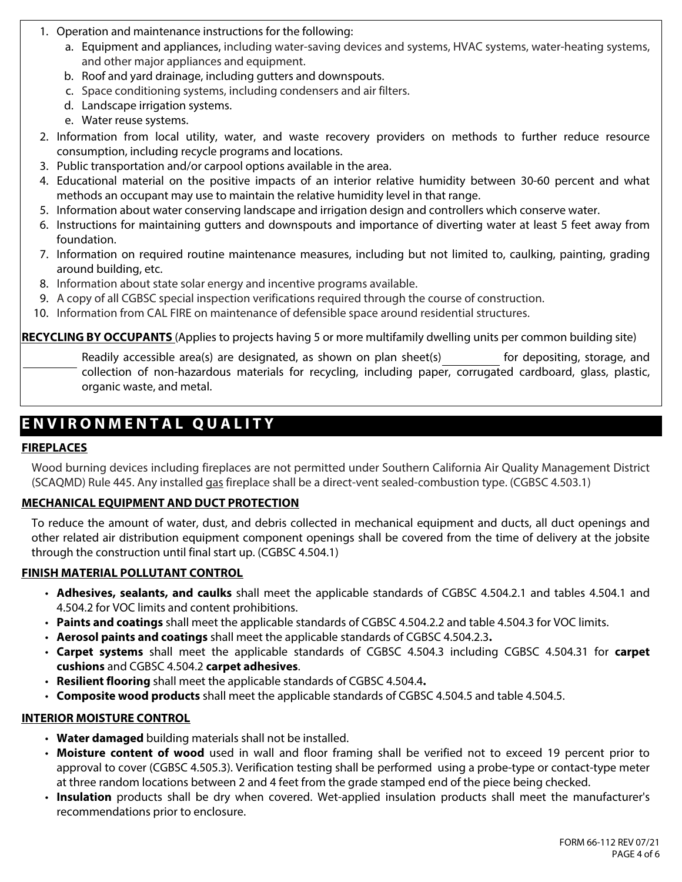1. Operation and maintenance instructions for the following:
   a. Equipment and appliances, including water-saving devices and systems, HVAC systems, water-heating systems, and other major appliances and equipment.
   b. Roof and yard drainage, including gutters and downspouts.
   c. Space conditioning systems, including condensers and air filters.
   d. Landscape irrigation systems.
   e. Water reuse systems.
2. Information from local utility, water, and waste recovery providers on methods to further reduce resource consumption, including recycle programs and locations.
3. Public transportation and/or carpool options available in the area.
4. Educational material on the positive impacts of an interior relative humidity between 30-60 percent and what methods an occupant may use to maintain the relative humidity level in that range.
5. Information about water conserving landscape and irrigation design and controllers which conserve water.
6. Instructions for maintaining gutters and downspouts and importance of diverting water at least 5 feet away from foundation.
7. Information on required routine maintenance measures, including but not limited to, caulking, painting, grading around building, etc.
8. Information about state solar energy and incentive programs available.
9. A copy of all CGBSC special inspection verifications required through the course of construction.
10. Information from CAL FIRE on maintenance of defensible space around residential structures.

**RECYCLING BY OCCUPANTS** (Applies to projects having 5 or more multifamily dwelling units per common building site)

_________ Readily accessible area(s) are designated, as shown on plan sheet(s) _________ for depositing, storage, and collection of non-hazardous materials for recycling, including paper, corrugated cardboard, glass, plastic, organic waste, and metal.

# ENVIRONMENTAL QUALITY

**FIREPLACES**

Wood burning devices including fireplaces are not permitted under Southern California Air Quality Management District (SCAQMD) Rule 445. Any installed gas fireplace shall be a direct-vent sealed-combustion type. (CGBSC 4.503.1)

**MECHANICAL EQUIPMENT AND DUCT PROTECTION**

To reduce the amount of water, dust, and debris collected in mechanical equipment and ducts, all duct openings and other related air distribution equipment component openings shall be covered from the time of delivery at the jobsite through the construction until final start up. (CGBSC 4.504.1)

**FINISH MATERIAL POLLUTANT CONTROL**

- **Adhesives, sealants, and caulks** shall meet the applicable standards of CGBSC 4.504.2.1 and tables 4.504.1 and 4.504.2 for VOC limits and content prohibitions.
- **Paints and coatings** shall meet the applicable standards of CGBSC 4.504.2.2 and table 4.504.3 for VOC limits.
- **Aerosol paints and coatings** shall meet the applicable standards of CGBSC 4.504.2.3**.**
- **Carpet systems** shall meet the applicable standards of CGBSC 4.504.3 including CGBSC 4.504.31 for **carpet cushions** and CGBSC 4.504.2 **carpet adhesives**.
- **Resilient flooring** shall meet the applicable standards of CGBSC 4.504.4**.**
- **Composite wood products** shall meet the applicable standards of CGBSC 4.504.5 and table 4.504.5.

**INTERIOR MOISTURE CONTROL**

- **Water damaged** building materials shall not be installed.
- **Moisture content of wood** used in wall and floor framing shall be verified not to exceed 19 percent prior to approval to cover (CGBSC 4.505.3). Verification testing shall be performed using a probe-type or contact-type meter at three random locations between 2 and 4 feet from the grade stamped end of the piece being checked.
- **Insulation** products shall be dry when covered. Wet-applied insulation products shall meet the manufacturer's recommendations prior to enclosure.

FORM 66-112 REV 07/21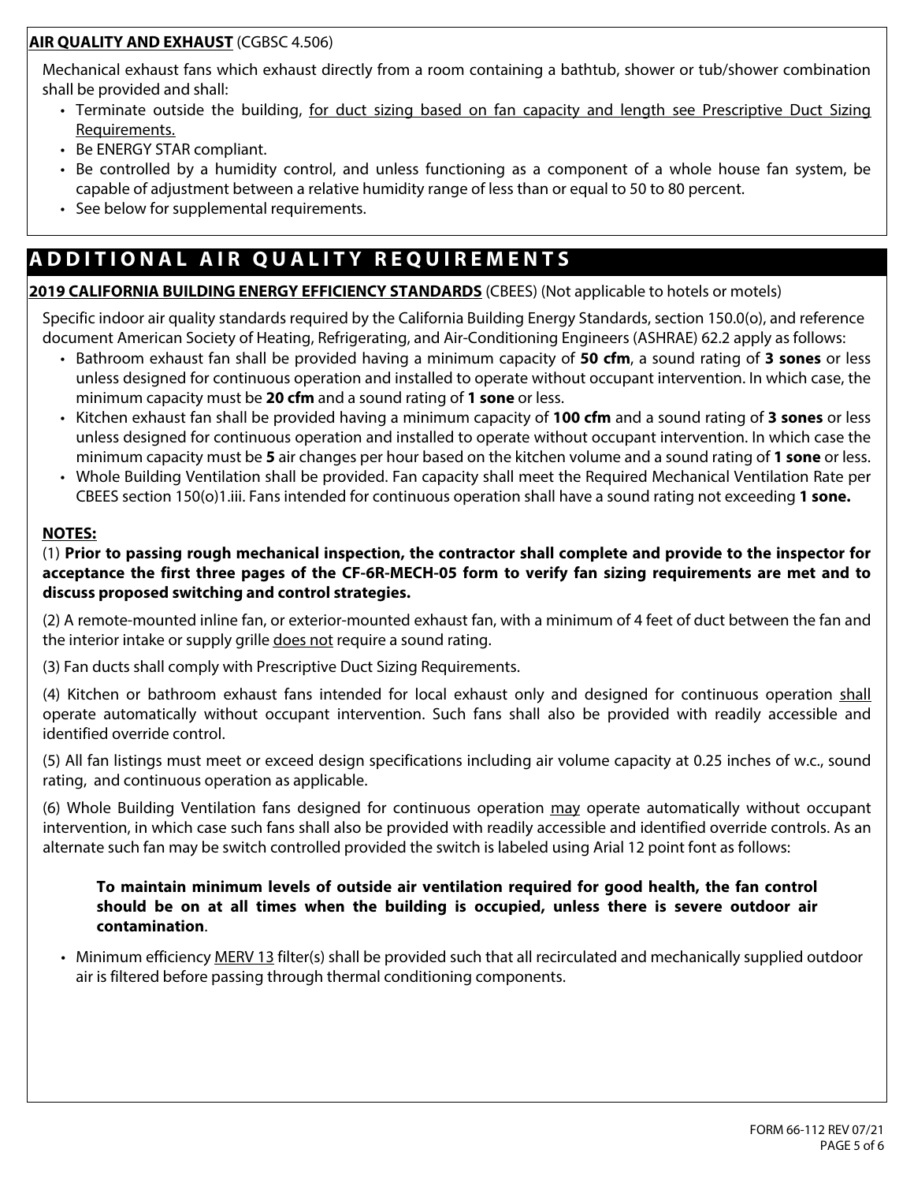**AIR QUALITY AND EXHAUST** (CGBSC 4.506)

Mechanical exhaust fans which exhaust directly from a room containing a bathtub, shower or tub/shower combination shall be provided and shall:

- Terminate outside the building, for duct sizing based on fan capacity and length see Prescriptive Duct Sizing Requirements.
- Be ENERGY STAR compliant.
- Be controlled by a humidity control, and unless functioning as a component of a whole house fan system, be capable of adjustment between a relative humidity range of less than or equal to 50 to 80 percent.
- See below for supplemental requirements.

## ADDITIONAL AIR QUALITY REQUIREMENTS

**2019 CALIFORNIA BUILDING ENERGY EFFICIENCY STANDARDS** (CBEES) (Not applicable to hotels or motels)

Specific indoor air quality standards required by the California Building Energy Standards, section 150.0(o), and reference document American Society of Heating, Refrigerating, and Air-Conditioning Engineers (ASHRAE) 62.2 apply as follows:

- Bathroom exhaust fan shall be provided having a minimum capacity of **50 cfm**, a sound rating of **3 sones** or less unless designed for continuous operation and installed to operate without occupant intervention. In which case, the minimum capacity must be **20 cfm** and a sound rating of **1 sone** or less.
- Kitchen exhaust fan shall be provided having a minimum capacity of **100 cfm** and a sound rating of **3 sones** or less unless designed for continuous operation and installed to operate without occupant intervention. In which case the minimum capacity must be **5** air changes per hour based on the kitchen volume and a sound rating of **1 sone** or less.
- Whole Building Ventilation shall be provided. Fan capacity shall meet the Required Mechanical Ventilation Rate per CBEES section 150(o)1.iii. Fans intended for continuous operation shall have a sound rating not exceeding **1 sone.**

**NOTES:**

(1) **Prior to passing rough mechanical inspection, the contractor shall complete and provide to the inspector for acceptance the first three pages of the CF-6R-MECH-05 form to verify fan sizing requirements are met and to discuss proposed switching and control strategies.**

(2) A remote-mounted inline fan, or exterior-mounted exhaust fan, with a minimum of 4 feet of duct between the fan and the interior intake or supply grille does not require a sound rating.

(3) Fan ducts shall comply with Prescriptive Duct Sizing Requirements.

(4) Kitchen or bathroom exhaust fans intended for local exhaust only and designed for continuous operation shall operate automatically without occupant intervention. Such fans shall also be provided with readily accessible and identified override control.

(5) All fan listings must meet or exceed design specifications including air volume capacity at 0.25 inches of w.c., sound rating, and continuous operation as applicable.

(6) Whole Building Ventilation fans designed for continuous operation may operate automatically without occupant intervention, in which case such fans shall also be provided with readily accessible and identified override controls. As an alternate such fan may be switch controlled provided the switch is labeled using Arial 12 point font as follows:

> **To maintain minimum levels of outside air ventilation required for good health, the fan control should be on at all times when the building is occupied, unless there is severe outdoor air contamination**.

- Minimum efficiency MERV 13 filter(s) shall be provided such that all recirculated and mechanically supplied outdoor air is filtered before passing through thermal conditioning components.

FORM 66-112 REV 07/21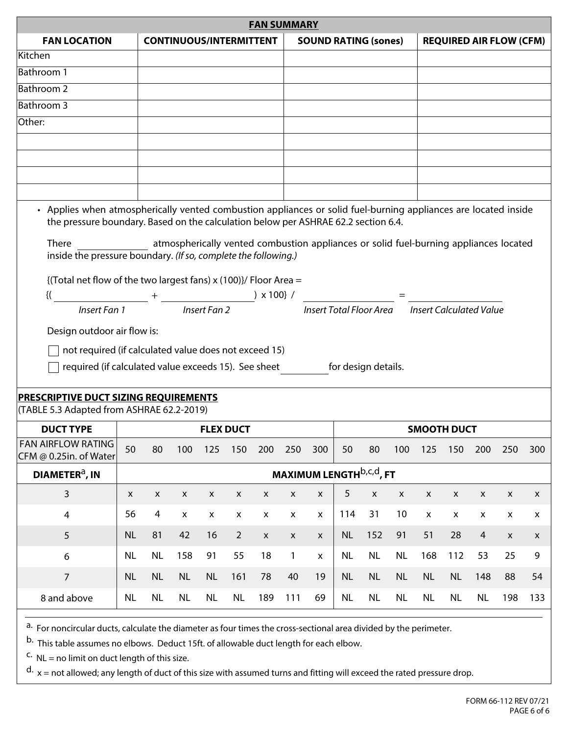| FAN SUMMARY | | | |
|---|---|---|---|
| **FAN LOCATION** | **CONTINUOUS/INTERMITTENT** | **SOUND RATING (sones)** | **REQUIRED AIR FLOW (CFM)** |
| Kitchen | | | |
| Bathroom 1 | | | |
| Bathroom 2 | | | |
| Bathroom 3 | | | |
| Other: | | | |
| | | | |
| | | | |
| | | | |
| | | | |

- Applies when atmospherically vented combustion appliances or solid fuel-burning appliances are located inside the pressure boundary. Based on the calculation below per ASHRAE 62.2 section 6.4.

There ______________ atmospherically vented combustion appliances or solid fuel-burning appliances located inside the pressure boundary. *(If so, complete the following.)*

{(Total net flow of the two largest fans) x (100)}/ Floor Area =

{( ________________ + ________________ ) x 100} / ________________ = ________________

*Insert Fan 1* *Insert Fan 2* *Insert Total Floor Area* *Insert Calculated Value*

Design outdoor air flow is:

☐ not required (if calculated value does not exceed 15)

☐ required (if calculated value exceeds 15). See sheet __________ for design details.

## PRESCRIPTIVE DUCT SIZING REQUIREMENTS

(TABLE 5.3 Adapted from ASHRAE 62.2-2019)

| DUCT TYPE | FLEX DUCT | | | | | | | | SMOOTH DUCT | | | | | | | |
|---|---|---|---|---|---|---|---|---|---|---|---|---|---|---|---|---|
| FAN AIRFLOW RATING CFM @ 0.25in. of Water | 50 | 80 | 100 | 125 | 150 | 200 | 250 | 300 | 50 | 80 | 100 | 125 | 150 | 200 | 250 | 300 |
| DIAMETER[a], IN | MAXIMUM LENGTH[b,c,d], FT | | | | | | | | | | | | | | | |
| 3 | x | x | x | x | x | x | x | x | 5 | x | x | x | x | x | x | x |
| 4 | 56 | 4 | x | x | x | x | x | x | 114 | 31 | 10 | x | x | x | x | x |
| 5 | NL | 81 | 42 | 16 | 2 | x | x | x | NL | 152 | 91 | 51 | 28 | 4 | x | x |
| 6 | NL | NL | 158 | 91 | 55 | 18 | 1 | x | NL | NL | NL | 168 | 112 | 53 | 25 | 9 |
| 7 | NL | NL | NL | NL | 161 | 78 | 40 | 19 | NL | NL | NL | NL | NL | 148 | 88 | 54 |
| 8 and above | NL | NL | NL | NL | NL | 189 | 111 | 69 | NL | NL | NL | NL | NL | NL | 198 | 133 |

[a] For noncircular ducts, calculate the diameter as four times the cross-sectional area divided by the perimeter.

[b] This table assumes no elbows. Deduct 15ft. of allowable duct length for each elbow.

[c] NL = no limit on duct length of this size.

[d] x = not allowed; any length of duct of this size with assumed turns and fitting will exceed the rated pressure drop.

FORM 66-112 REV 07/21